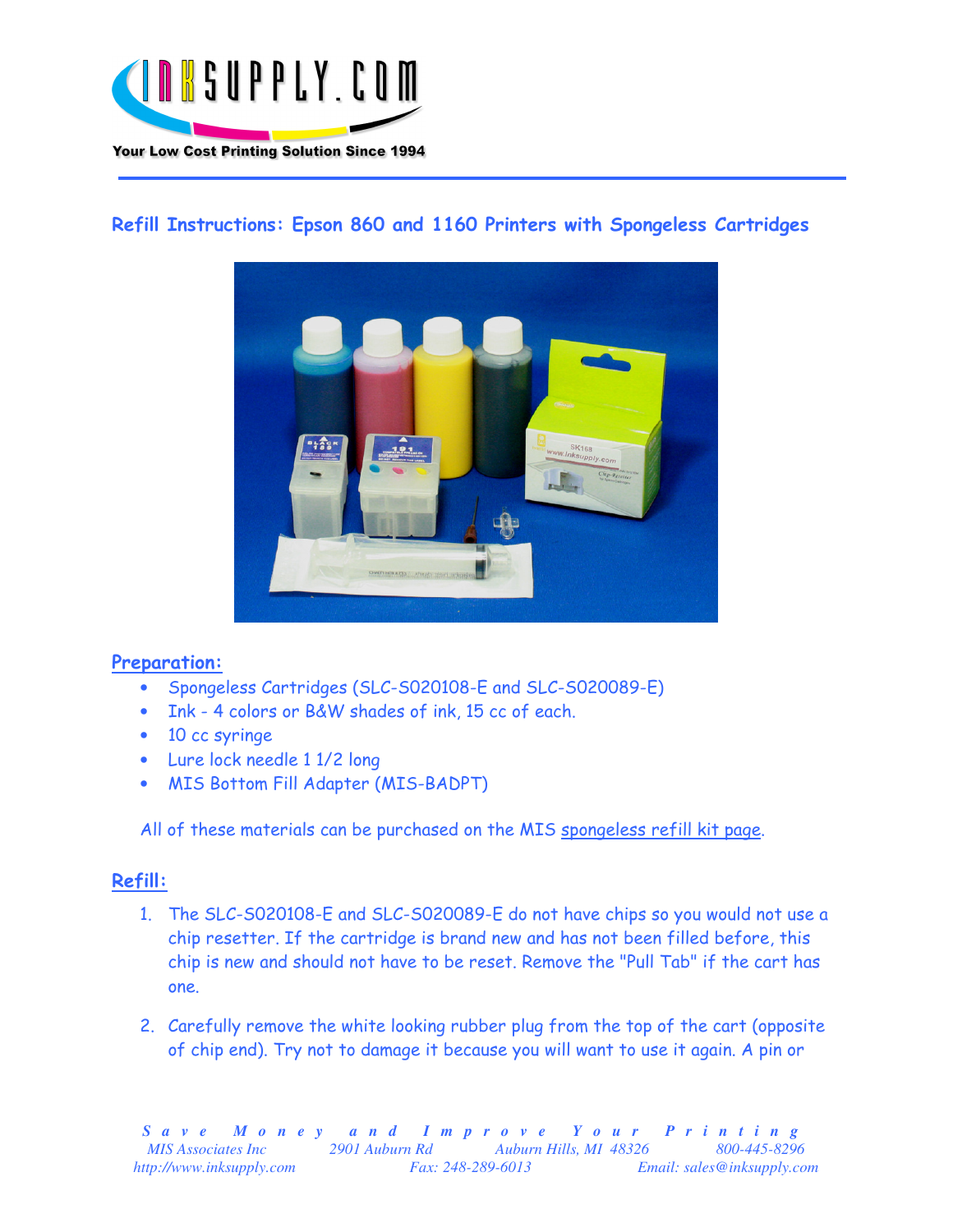Your Low Cost Printing Solution Since 1994

## Refill Instructions: Epson 860 and 1160 Printers with Spongeless Cartridges

### Preparation:

- Spongeless Cartridges (SLC-S020108-E and SLC-S020089-E)
- Ink - 4 colors or B&W shades of ink, 15 cc of each.
- 10 cc syringe
- Lure lock needle 1 1/2 long
- MIS Bottom Fill Adapter (MIS-BADPT)

All of these materials can be purchased on the MIS spongeless refill kit page.

### Refill:

1. The SLC-S020108-E and SLC-S020089-E do not have chips so you would not use a chip resetter. If the cartridge is brand new and has not been filled before, this chip is new and should not have to be reset. Remove the "Pull Tab" if the cart has one.

2. Carefully remove the white looking rubber plug from the top of the cart (opposite of chip end). Try not to damage it because you will want to use it again. A pin or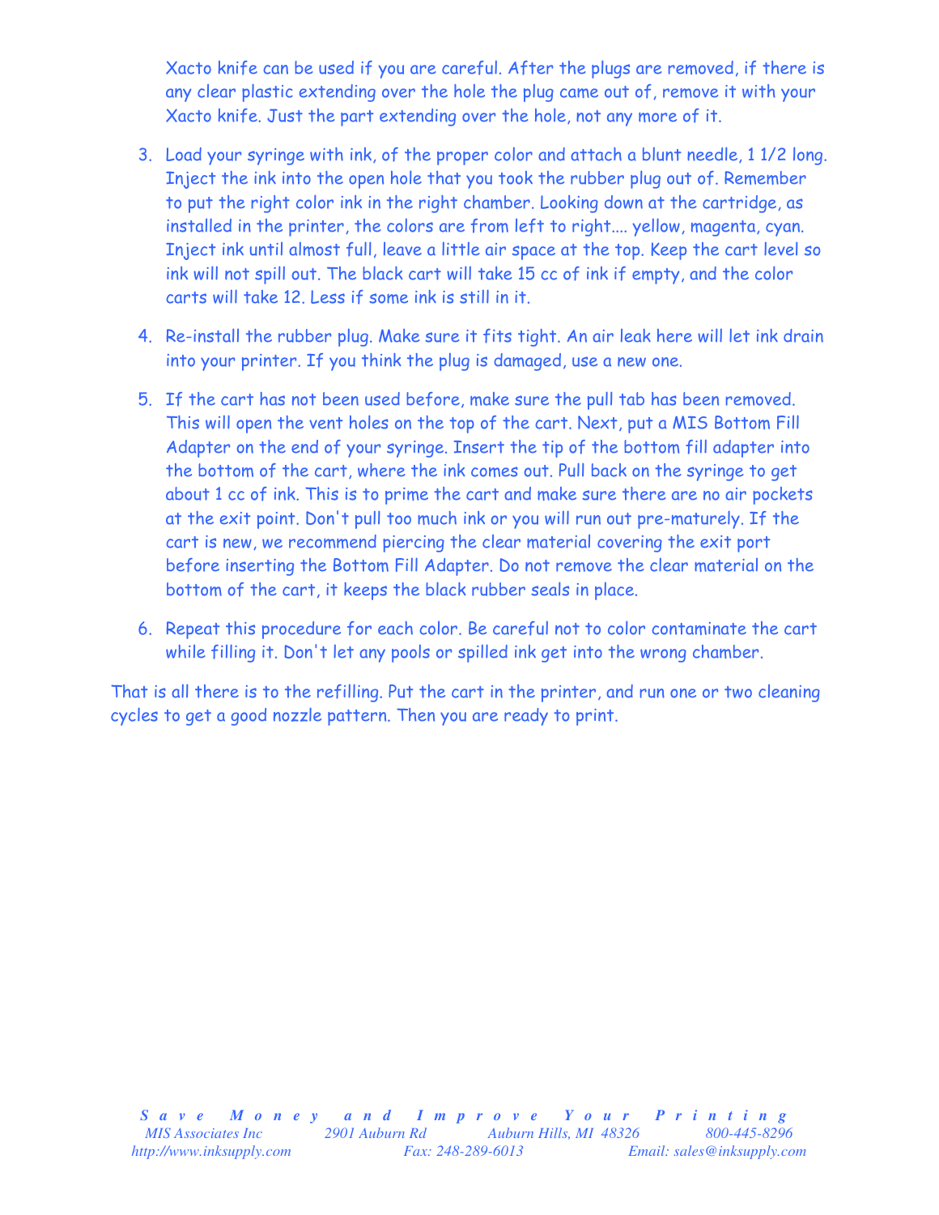Xacto knife can be used if you are careful. After the plugs are removed, if there is any clear plastic extending over the hole the plug came out of, remove it with your Xacto knife. Just the part extending over the hole, not any more of it.

3. Load your syringe with ink, of the proper color and attach a blunt needle, 1 1/2 long. Inject the ink into the open hole that you took the rubber plug out of. Remember to put the right color ink in the right chamber. Looking down at the cartridge, as installed in the printer, the colors are from left to right.... yellow, magenta, cyan. Inject ink until almost full, leave a little air space at the top. Keep the cart level so ink will not spill out. The black cart will take 15 cc of ink if empty, and the color carts will take 12. Less if some ink is still in it.

4. Re-install the rubber plug. Make sure it fits tight. An air leak here will let ink drain into your printer. If you think the plug is damaged, use a new one.

5. If the cart has not been used before, make sure the pull tab has been removed. This will open the vent holes on the top of the cart. Next, put a MIS Bottom Fill Adapter on the end of your syringe. Insert the tip of the bottom fill adapter into the bottom of the cart, where the ink comes out. Pull back on the syringe to get about 1 cc of ink. This is to prime the cart and make sure there are no air pockets at the exit point. Don't pull too much ink or you will run out pre-maturely. If the cart is new, we recommend piercing the clear material covering the exit port before inserting the Bottom Fill Adapter. Do not remove the clear material on the bottom of the cart, it keeps the black rubber seals in place.

6. Repeat this procedure for each color. Be careful not to color contaminate the cart while filling it. Don't let any pools or spilled ink get into the wrong chamber.

That is all there is to the refilling. Put the cart in the printer, and run one or two cleaning cycles to get a good nozzle pattern. Then you are ready to print.

*Save Money and Improve Your Printing*

*MIS Associates Inc 2901 Auburn Rd Auburn Hills, MI 48326 800-445-8296*

*http://www.inksupply.com Fax: 248-289-6013 Email: sales@inksupply.com*